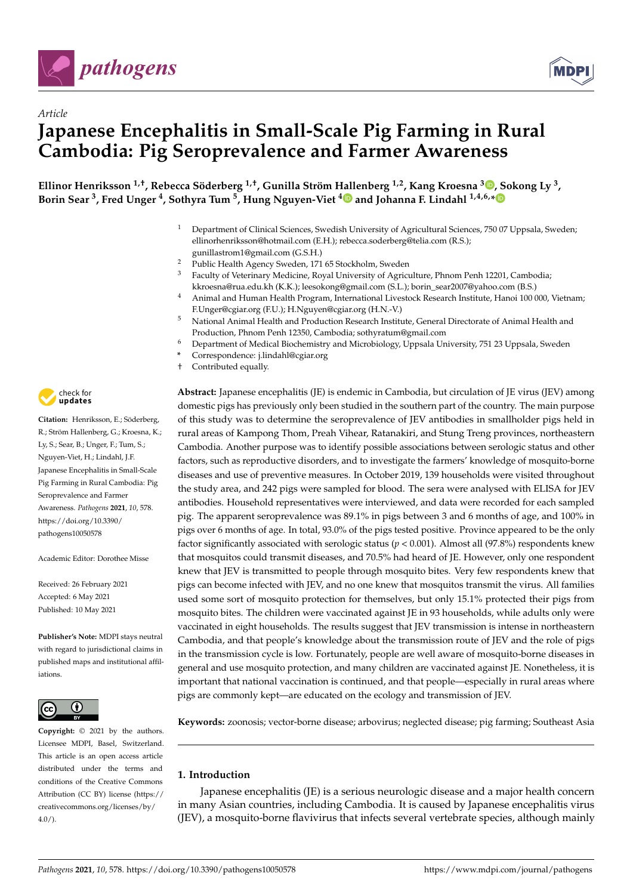*Article*

# Japanese Encephalitis in Small-Scale Pig Farming in Rural Cambodia: Pig Seroprevalence and Farmer Awareness

**Ellinor Henriksson [1,†], Rebecca Söderberg [1,†], Gunilla Ström Hallenberg [1,2], Kang Kroesna [3], Sokong Ly [3], Borin Sear [3], Fred Unger [4], Sothyra Tum [5], Hung Nguyen-Viet [4] and Johanna F. Lindahl [1,4,6,*]**

[1] Department of Clinical Sciences, Swedish University of Agricultural Sciences, 750 07 Uppsala, Sweden; ellinorhenriksson@hotmail.com (E.H.); rebecca.soderberg@telia.com (R.S.); gunillastrom1@gmail.com (G.S.H.)
[2] Public Health Agency Sweden, 171 65 Stockholm, Sweden
[3] Faculty of Veterinary Medicine, Royal University of Agriculture, Phnom Penh 12201, Cambodia; kkroesna@rua.edu.kh (K.K.); leesokong@gmail.com (S.L.); borin_sear2007@yahoo.com (B.S.)
[4] Animal and Human Health Program, International Livestock Research Institute, Hanoi 100 000, Vietnam; F.Unger@cgiar.org (F.U.); H.Nguyen@cgiar.org (H.N.-V.)
[5] National Animal Health and Production Research Institute, General Directorate of Animal Health and Production, Phnom Penh 12350, Cambodia; sothyratum@gmail.com
[6] Department of Medical Biochemistry and Microbiology, Uppsala University, 751 23 Uppsala, Sweden
* Correspondence: j.lindahl@cgiar.org
† Contributed equally.

**Citation:** Henriksson, E.; Söderberg, R.; Ström Hallenberg, G.; Kroesna, K.; Ly, S.; Sear, B.; Unger, F.; Tum, S.; Nguyen-Viet, H.; Lindahl, J.F. Japanese Encephalitis in Small-Scale Pig Farming in Rural Cambodia: Pig Seroprevalence and Farmer Awareness. *Pathogens* **2021**, *10*, 578. https://doi.org/10.3390/pathogens10050578

Academic Editor: Dorothee Misse

Received: 26 February 2021
Accepted: 6 May 2021
Published: 10 May 2021

**Publisher's Note:** MDPI stays neutral with regard to jurisdictional claims in published maps and institutional affiliations.

**Copyright:** © 2021 by the authors. Licensee MDPI, Basel, Switzerland. This article is an open access article distributed under the terms and conditions of the Creative Commons Attribution (CC BY) license (https://creativecommons.org/licenses/by/4.0/).

**Abstract:** Japanese encephalitis (JE) is endemic in Cambodia, but circulation of JE virus (JEV) among domestic pigs has previously only been studied in the southern part of the country. The main purpose of this study was to determine the seroprevalence of JEV antibodies in smallholder pigs held in rural areas of Kampong Thom, Preah Vihear, Ratanakiri, and Stung Treng provinces, northeastern Cambodia. Another purpose was to identify possible associations between serologic status and other factors, such as reproductive disorders, and to investigate the farmers' knowledge of mosquito-borne diseases and use of preventive measures. In October 2019, 139 households were visited throughout the study area, and 242 pigs were sampled for blood. The sera were analysed with ELISA for JEV antibodies. Household representatives were interviewed, and data were recorded for each sampled pig. The apparent seroprevalence was 89.1% in pigs between 3 and 6 months of age, and 100% in pigs over 6 months of age. In total, 93.0% of the pigs tested positive. Province appeared to be the only factor significantly associated with serologic status ($p < 0.001$). Almost all (97.8%) respondents knew that mosquitos could transmit diseases, and 70.5% had heard of JE. However, only one respondent knew that JEV is transmitted to people through mosquito bites. Very few respondents knew that pigs can become infected with JEV, and no one knew that mosquitos transmit the virus. All families used some sort of mosquito protection for themselves, but only 15.1% protected their pigs from mosquito bites. The children were vaccinated against JE in 93 households, while adults only were vaccinated in eight households. The results suggest that JEV transmission is intense in northeastern Cambodia, and that people's knowledge about the transmission route of JEV and the role of pigs in the transmission cycle is low. Fortunately, people are well aware of mosquito-borne diseases in general and use mosquito protection, and many children are vaccinated against JE. Nonetheless, it is important that national vaccination is continued, and that people—especially in rural areas where pigs are commonly kept—are educated on the ecology and transmission of JEV.

**Keywords:** zoonosis; vector-borne disease; arbovirus; neglected disease; pig farming; Southeast Asia

## 1. Introduction

Japanese encephalitis (JE) is a serious neurologic disease and a major health concern in many Asian countries, including Cambodia. It is caused by Japanese encephalitis virus (JEV), a mosquito-borne flavivirus that infects several vertebrate species, although mainly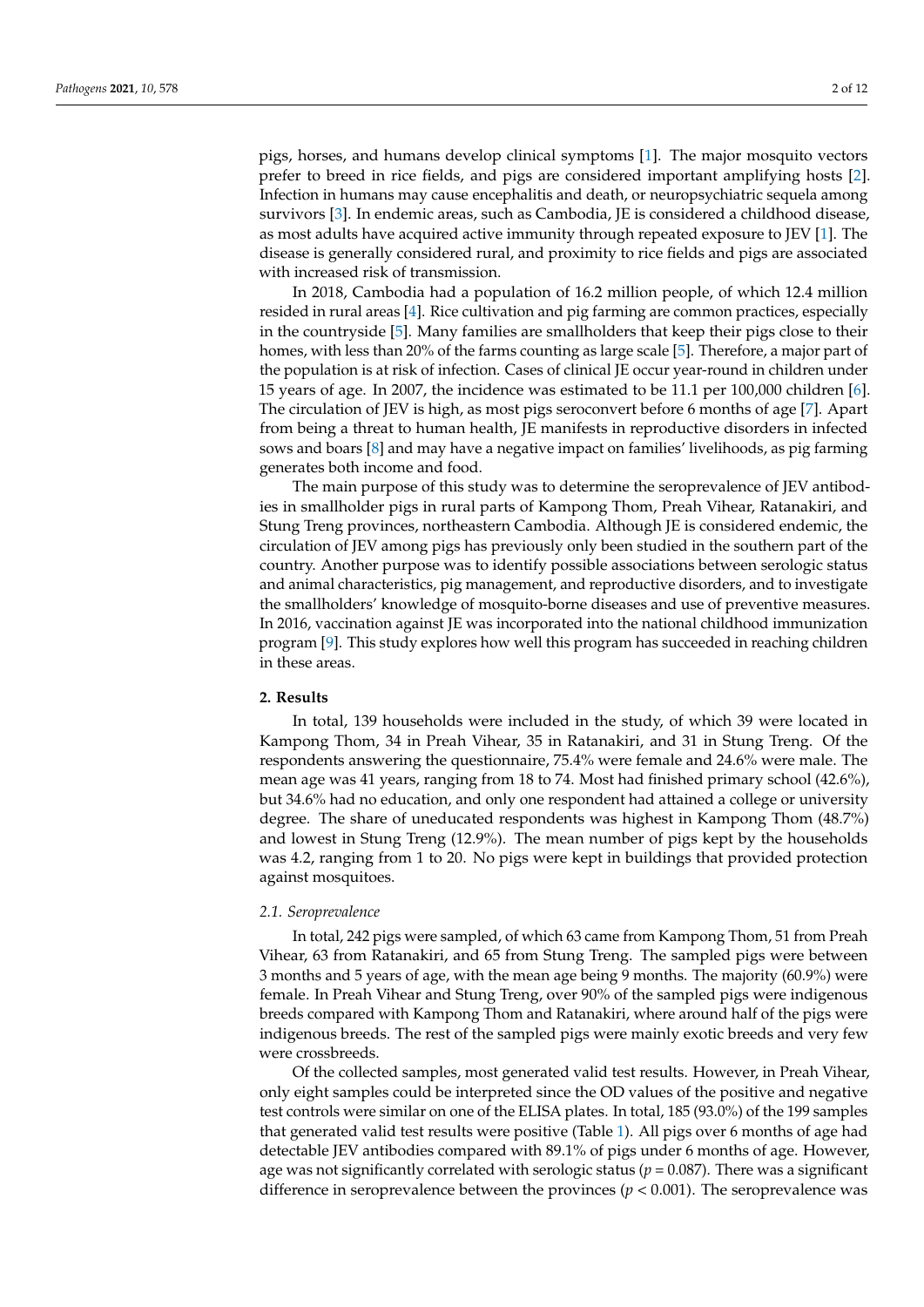pigs, horses, and humans develop clinical symptoms [1]. The major mosquito vectors prefer to breed in rice fields, and pigs are considered important amplifying hosts [2]. Infection in humans may cause encephalitis and death, or neuropsychiatric sequela among survivors [3]. In endemic areas, such as Cambodia, JE is considered a childhood disease, as most adults have acquired active immunity through repeated exposure to JEV [1]. The disease is generally considered rural, and proximity to rice fields and pigs are associated with increased risk of transmission.

In 2018, Cambodia had a population of 16.2 million people, of which 12.4 million resided in rural areas [4]. Rice cultivation and pig farming are common practices, especially in the countryside [5]. Many families are smallholders that keep their pigs close to their homes, with less than 20% of the farms counting as large scale [5]. Therefore, a major part of the population is at risk of infection. Cases of clinical JE occur year-round in children under 15 years of age. In 2007, the incidence was estimated to be 11.1 per 100,000 children [6]. The circulation of JEV is high, as most pigs seroconvert before 6 months of age [7]. Apart from being a threat to human health, JE manifests in reproductive disorders in infected sows and boars [8] and may have a negative impact on families' livelihoods, as pig farming generates both income and food.

The main purpose of this study was to determine the seroprevalence of JEV antibodies in smallholder pigs in rural parts of Kampong Thom, Preah Vihear, Ratanakiri, and Stung Treng provinces, northeastern Cambodia. Although JE is considered endemic, the circulation of JEV among pigs has previously only been studied in the southern part of the country. Another purpose was to identify possible associations between serologic status and animal characteristics, pig management, and reproductive disorders, and to investigate the smallholders' knowledge of mosquito-borne diseases and use of preventive measures. In 2016, vaccination against JE was incorporated into the national childhood immunization program [9]. This study explores how well this program has succeeded in reaching children in these areas.

## 2. Results

In total, 139 households were included in the study, of which 39 were located in Kampong Thom, 34 in Preah Vihear, 35 in Ratanakiri, and 31 in Stung Treng. Of the respondents answering the questionnaire, 75.4% were female and 24.6% were male. The mean age was 41 years, ranging from 18 to 74. Most had finished primary school (42.6%), but 34.6% had no education, and only one respondent had attained a college or university degree. The share of uneducated respondents was highest in Kampong Thom (48.7%) and lowest in Stung Treng (12.9%). The mean number of pigs kept by the households was 4.2, ranging from 1 to 20. No pigs were kept in buildings that provided protection against mosquitoes.

### *2.1. Seroprevalence*

In total, 242 pigs were sampled, of which 63 came from Kampong Thom, 51 from Preah Vihear, 63 from Ratanakiri, and 65 from Stung Treng. The sampled pigs were between 3 months and 5 years of age, with the mean age being 9 months. The majority (60.9%) were female. In Preah Vihear and Stung Treng, over 90% of the sampled pigs were indigenous breeds compared with Kampong Thom and Ratanakiri, where around half of the pigs were indigenous breeds. The rest of the sampled pigs were mainly exotic breeds and very few were crossbreeds.

Of the collected samples, most generated valid test results. However, in Preah Vihear, only eight samples could be interpreted since the OD values of the positive and negative test controls were similar on one of the ELISA plates. In total, 185 (93.0%) of the 199 samples that generated valid test results were positive (Table 1). All pigs over 6 months of age had detectable JEV antibodies compared with 89.1% of pigs under 6 months of age. However, age was not significantly correlated with serologic status ($p = 0.087$). There was a significant difference in seroprevalence between the provinces ($p < 0.001$). The seroprevalence was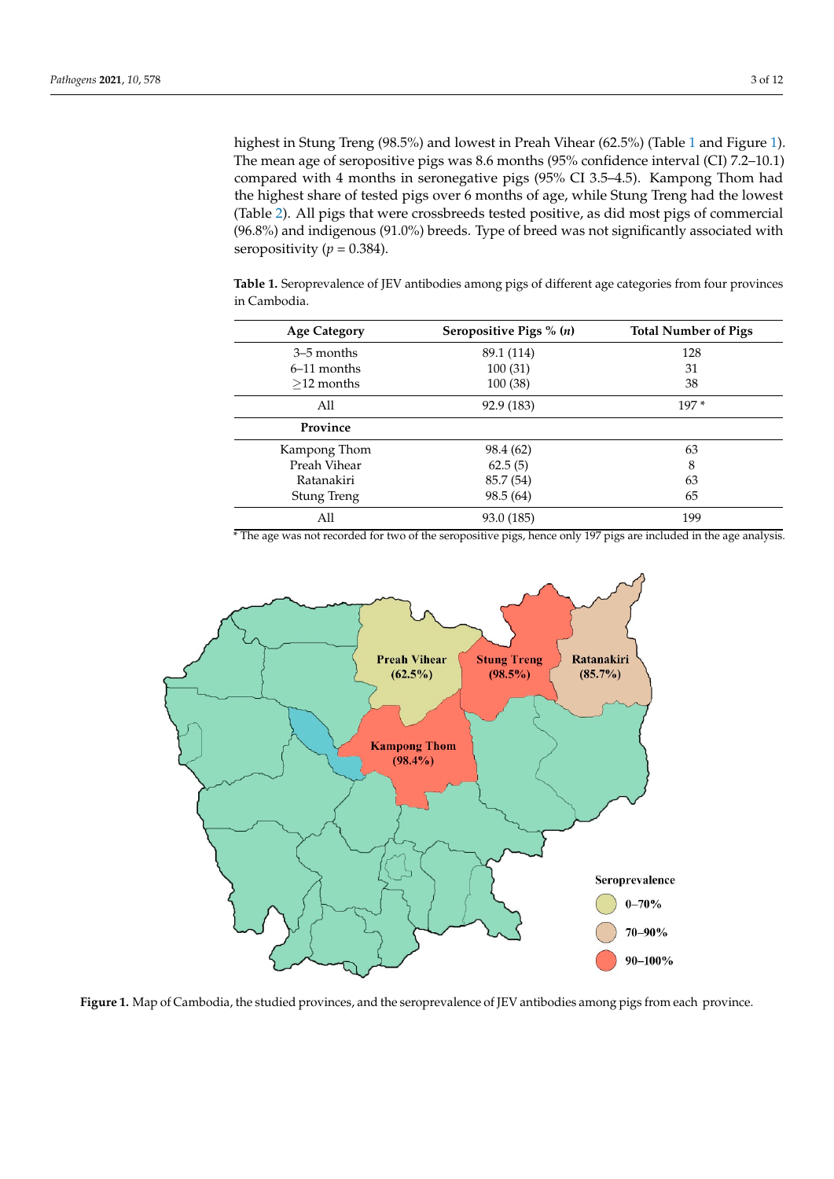highest in Stung Treng (98.5%) and lowest in Preah Vihear (62.5%) (Table 1 and Figure 1). The mean age of seropositive pigs was 8.6 months (95% confidence interval (CI) 7.2–10.1) compared with 4 months in seronegative pigs (95% CI 3.5–4.5). Kampong Thom had the highest share of tested pigs over 6 months of age, while Stung Treng had the lowest (Table 2). All pigs that were crossbreeds tested positive, as did most pigs of commercial (96.8%) and indigenous (91.0%) breeds. Type of breed was not significantly associated with seropositivity ($p = 0.384$).

**Table 1.** Seroprevalence of JEV antibodies among pigs of different age categories from four provinces in Cambodia.

| Age Category | Seropositive Pigs % (*n*) | Total Number of Pigs |
|---|---|---|
| 3–5 months | 89.1 (114) | 128 |
| 6–11 months | 100 (31) | 31 |
| ≥12 months | 100 (38) | 38 |
| All | 92.9 (183) | 197 * |
| **Province** | | |
| Kampong Thom | 98.4 (62) | 63 |
| Preah Vihear | 62.5 (5) | 8 |
| Ratanakiri | 85.7 (54) | 63 |
| Stung Treng | 98.5 (64) | 65 |
| All | 93.0 (185) | 199 |

* The age was not recorded for two of the seropositive pigs, hence only 197 pigs are included in the age analysis.

**Figure 1.** Map of Cambodia, the studied provinces, and the seroprevalence of JEV antibodies among pigs from each province.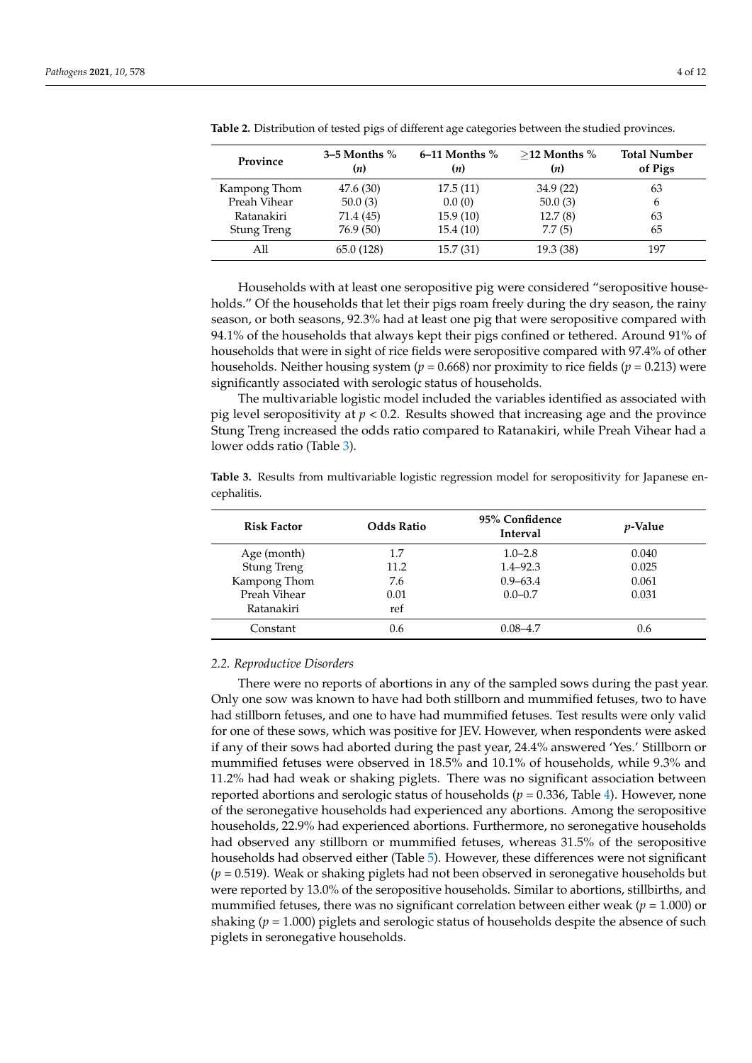**Table 2.** Distribution of tested pigs of different age categories between the studied provinces.

| Province | 3–5 Months % (*n*) | 6–11 Months % (*n*) | ≥12 Months % (*n*) | Total Number of Pigs |
|---|---|---|---|---|
| Kampong Thom | 47.6 (30) | 17.5 (11) | 34.9 (22) | 63 |
| Preah Vihear | 50.0 (3) | 0.0 (0) | 50.0 (3) | 6 |
| Ratanakiri | 71.4 (45) | 15.9 (10) | 12.7 (8) | 63 |
| Stung Treng | 76.9 (50) | 15.4 (10) | 7.7 (5) | 65 |
| All | 65.0 (128) | 15.7 (31) | 19.3 (38) | 197 |

Households with at least one seropositive pig were considered "seropositive households." Of the households that let their pigs roam freely during the dry season, the rainy season, or both seasons, 92.3% had at least one pig that were seropositive compared with 94.1% of the households that always kept their pigs confined or tethered. Around 91% of households that were in sight of rice fields were seropositive compared with 97.4% of other households. Neither housing system ($p = 0.668$) nor proximity to rice fields ($p = 0.213$) were significantly associated with serologic status of households.

The multivariable logistic model included the variables identified as associated with pig level seropositivity at $p < 0.2$. Results showed that increasing age and the province Stung Treng increased the odds ratio compared to Ratanakiri, while Preah Vihear had a lower odds ratio (Table 3).

**Table 3.** Results from multivariable logistic regression model for seropositivity for Japanese encephalitis.

| Risk Factor | Odds Ratio | 95% Confidence Interval | *p*-Value |
|---|---|---|---|
| Age (month) | 1.7 | 1.0–2.8 | 0.040 |
| Stung Treng | 11.2 | 1.4–92.3 | 0.025 |
| Kampong Thom | 7.6 | 0.9–63.4 | 0.061 |
| Preah Vihear | 0.01 | 0.0–0.7 | 0.031 |
| Ratanakiri | ref | | |
| Constant | 0.6 | 0.08–4.7 | 0.6 |

### 2.2. Reproductive Disorders

There were no reports of abortions in any of the sampled sows during the past year. Only one sow was known to have had both stillborn and mummified fetuses, two to have had stillborn fetuses, and one to have had mummified fetuses. Test results were only valid for one of these sows, which was positive for JEV. However, when respondents were asked if any of their sows had aborted during the past year, 24.4% answered 'Yes.' Stillborn or mummified fetuses were observed in 18.5% and 10.1% of households, while 9.3% and 11.2% had had weak or shaking piglets. There was no significant association between reported abortions and serologic status of households ($p = 0.336$, Table 4). However, none of the seronegative households had experienced any abortions. Among the seropositive households, 22.9% had experienced abortions. Furthermore, no seronegative households had observed any stillborn or mummified fetuses, whereas 31.5% of the seropositive households had observed either (Table 5). However, these differences were not significant ($p = 0.519$). Weak or shaking piglets had not been observed in seronegative households but were reported by 13.0% of the seropositive households. Similar to abortions, stillbirths, and mummified fetuses, there was no significant correlation between either weak ($p = 1.000$) or shaking ($p = 1.000$) piglets and serologic status of households despite the absence of such piglets in seronegative households.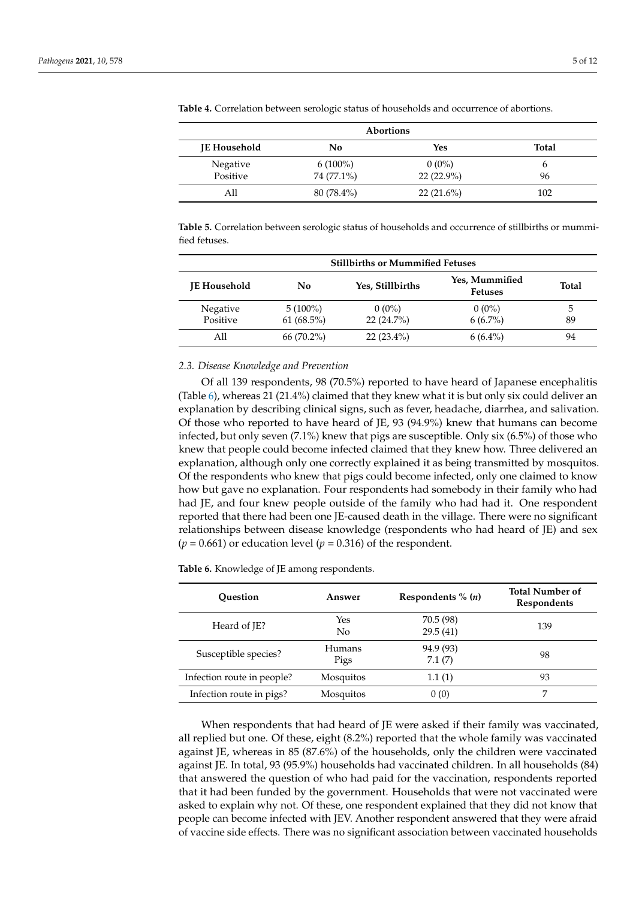**Table 4.** Correlation between serologic status of households and occurrence of abortions.

| | Abortions | | |
|---|---|---|---|
| **JE Household** | **No** | **Yes** | **Total** |
| Negative | 6 (100%) | 0 (0%) | 6 |
| Positive | 74 (77.1%) | 22 (22.9%) | 96 |
| All | 80 (78.4%) | 22 (21.6%) | 102 |

**Table 5.** Correlation between serologic status of households and occurrence of stillbirths or mummified fetuses.

| | Stillbirths or Mummified Fetuses | | | |
|---|---|---|---|---|
| **JE Household** | **No** | **Yes, Stillbirths** | **Yes, Mummified Fetuses** | **Total** |
| Negative | 5 (100%) | 0 (0%) | 0 (0%) | 5 |
| Positive | 61 (68.5%) | 22 (24.7%) | 6 (6.7%) | 89 |
| All | 66 (70.2%) | 22 (23.4%) | 6 (6.4%) | 94 |

### *2.3. Disease Knowledge and Prevention*

Of all 139 respondents, 98 (70.5%) reported to have heard of Japanese encephalitis (Table 6), whereas 21 (21.4%) claimed that they knew what it is but only six could deliver an explanation by describing clinical signs, such as fever, headache, diarrhea, and salivation. Of those who reported to have heard of JE, 93 (94.9%) knew that humans can become infected, but only seven (7.1%) knew that pigs are susceptible. Only six (6.5%) of those who knew that people could become infected claimed that they knew how. Three delivered an explanation, although only one correctly explained it as being transmitted by mosquitos. Of the respondents who knew that pigs could become infected, only one claimed to know how but gave no explanation. Four respondents had somebody in their family who had had JE, and four knew people outside of the family who had had it. One respondent reported that there had been one JE-caused death in the village. There were no significant relationships between disease knowledge (respondents who had heard of JE) and sex ($p = 0.661$) or education level ($p = 0.316$) of the respondent.

**Table 6.** Knowledge of JE among respondents.

| Question | Answer | Respondents % ($n$) | Total Number of Respondents |
|---|---|---|---|
| Heard of JE? | Yes<br>No | 70.5 (98)<br>29.5 (41) | 139 |
| Susceptible species? | Humans<br>Pigs | 94.9 (93)<br>7.1 (7) | 98 |
| Infection route in people? | Mosquitos | 1.1 (1) | 93 |
| Infection route in pigs? | Mosquitos | 0 (0) | 7 |

When respondents that had heard of JE were asked if their family was vaccinated, all replied but one. Of these, eight (8.2%) reported that the whole family was vaccinated against JE, whereas in 85 (87.6%) of the households, only the children were vaccinated against JE. In total, 93 (95.9%) households had vaccinated children. In all households (84) that answered the question of who had paid for the vaccination, respondents reported that it had been funded by the government. Households that were not vaccinated were asked to explain why not. Of these, one respondent explained that they did not know that people can become infected with JEV. Another respondent answered that they were afraid of vaccine side effects. There was no significant association between vaccinated households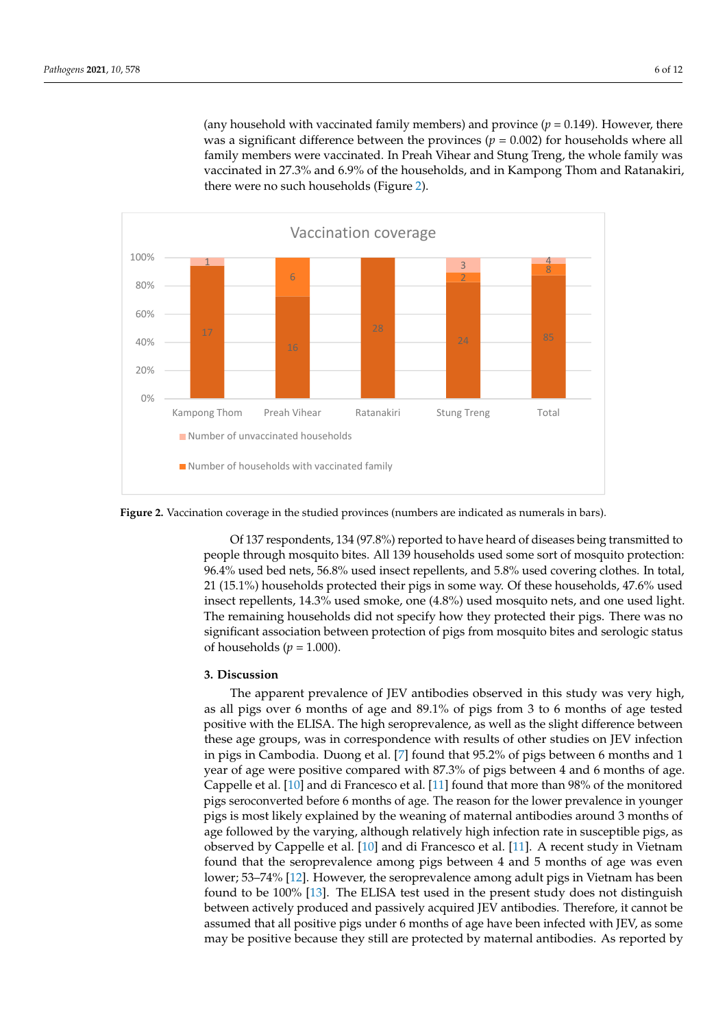(any household with vaccinated family members) and province ($p$ = 0.149). However, there was a significant difference between the provinces ($p$ = 0.002) for households where all family members were vaccinated. In Preah Vihear and Stung Treng, the whole family was vaccinated in 27.3% and 6.9% of the households, and in Kampong Thom and Ratanakiri, there were no such households (Figure 2).

**Figure 2.** Vaccination coverage in the studied provinces (numbers are indicated as numerals in bars).

Of 137 respondents, 134 (97.8%) reported to have heard of diseases being transmitted to people through mosquito bites. All 139 households used some sort of mosquito protection: 96.4% used bed nets, 56.8% used insect repellents, and 5.8% used covering clothes. In total, 21 (15.1%) households protected their pigs in some way. Of these households, 47.6% used insect repellents, 14.3% used smoke, one (4.8%) used mosquito nets, and one used light. The remaining households did not specify how they protected their pigs. There was no significant association between protection of pigs from mosquito bites and serologic status of households ($p$ = 1.000).

## 3. Discussion

The apparent prevalence of JEV antibodies observed in this study was very high, as all pigs over 6 months of age and 89.1% of pigs from 3 to 6 months of age tested positive with the ELISA. The high seroprevalence, as well as the slight difference between these age groups, was in correspondence with results of other studies on JEV infection in pigs in Cambodia. Duong et al. [7] found that 95.2% of pigs between 6 months and 1 year of age were positive compared with 87.3% of pigs between 4 and 6 months of age. Cappelle et al. [10] and di Francesco et al. [11] found that more than 98% of the monitored pigs seroconverted before 6 months of age. The reason for the lower prevalence in younger pigs is most likely explained by the weaning of maternal antibodies around 3 months of age followed by the varying, although relatively high infection rate in susceptible pigs, as observed by Cappelle et al. [10] and di Francesco et al. [11]. A recent study in Vietnam found that the seroprevalence among pigs between 4 and 5 months of age was even lower; 53–74% [12]. However, the seroprevalence among adult pigs in Vietnam has been found to be 100% [13]. The ELISA test used in the present study does not distinguish between actively produced and passively acquired JEV antibodies. Therefore, it cannot be assumed that all positive pigs under 6 months of age have been infected with JEV, as some may be positive because they still are protected by maternal antibodies. As reported by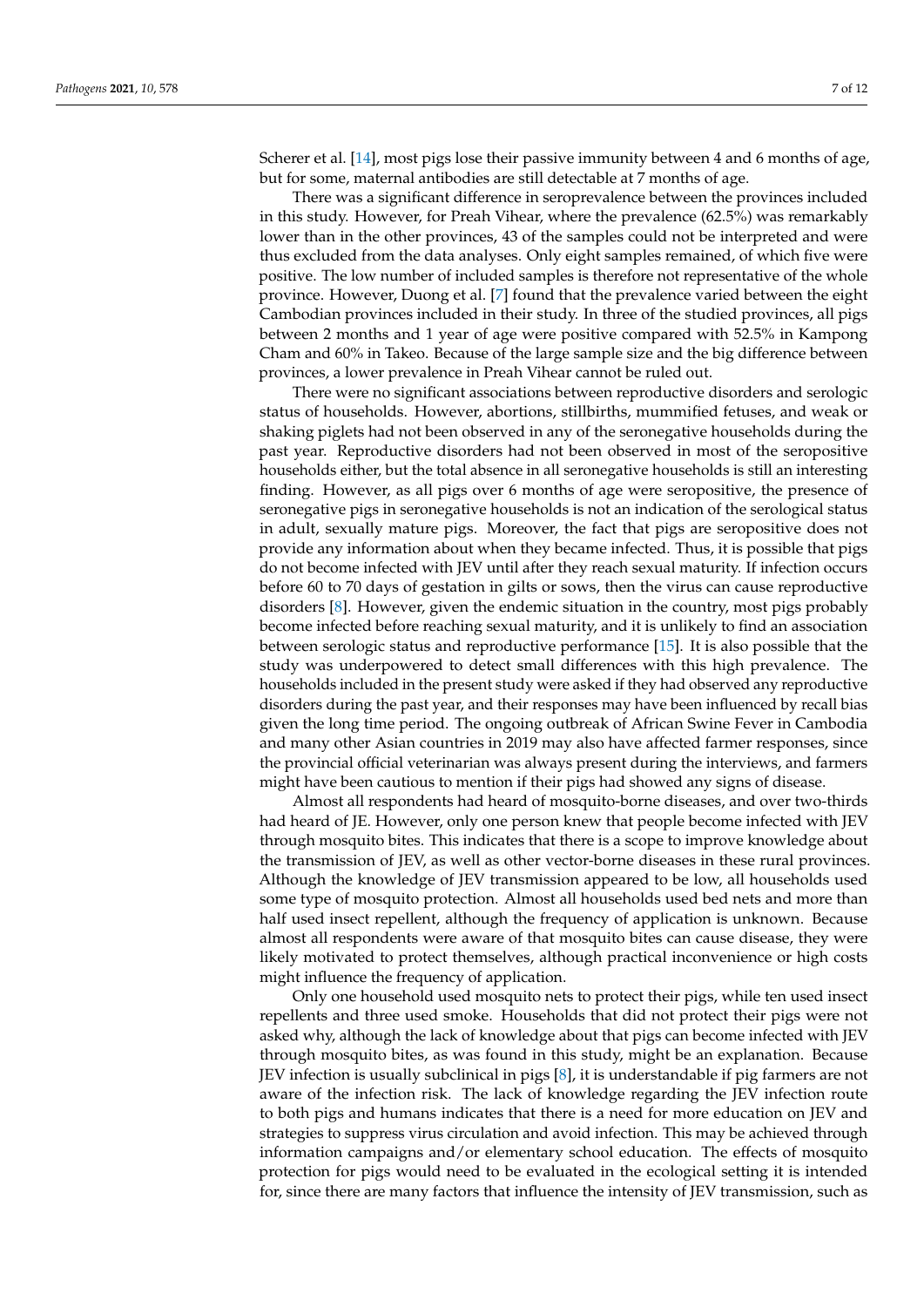Scherer et al. [14], most pigs lose their passive immunity between 4 and 6 months of age, but for some, maternal antibodies are still detectable at 7 months of age.

There was a significant difference in seroprevalence between the provinces included in this study. However, for Preah Vihear, where the prevalence (62.5%) was remarkably lower than in the other provinces, 43 of the samples could not be interpreted and were thus excluded from the data analyses. Only eight samples remained, of which five were positive. The low number of included samples is therefore not representative of the whole province. However, Duong et al. [7] found that the prevalence varied between the eight Cambodian provinces included in their study. In three of the studied provinces, all pigs between 2 months and 1 year of age were positive compared with 52.5% in Kampong Cham and 60% in Takeo. Because of the large sample size and the big difference between provinces, a lower prevalence in Preah Vihear cannot be ruled out.

There were no significant associations between reproductive disorders and serologic status of households. However, abortions, stillbirths, mummified fetuses, and weak or shaking piglets had not been observed in any of the seronegative households during the past year. Reproductive disorders had not been observed in most of the seropositive households either, but the total absence in all seronegative households is still an interesting finding. However, as all pigs over 6 months of age were seropositive, the presence of seronegative pigs in seronegative households is not an indication of the serological status in adult, sexually mature pigs. Moreover, the fact that pigs are seropositive does not provide any information about when they became infected. Thus, it is possible that pigs do not become infected with JEV until after they reach sexual maturity. If infection occurs before 60 to 70 days of gestation in gilts or sows, then the virus can cause reproductive disorders [8]. However, given the endemic situation in the country, most pigs probably become infected before reaching sexual maturity, and it is unlikely to find an association between serologic status and reproductive performance [15]. It is also possible that the study was underpowered to detect small differences with this high prevalence. The households included in the present study were asked if they had observed any reproductive disorders during the past year, and their responses may have been influenced by recall bias given the long time period. The ongoing outbreak of African Swine Fever in Cambodia and many other Asian countries in 2019 may also have affected farmer responses, since the provincial official veterinarian was always present during the interviews, and farmers might have been cautious to mention if their pigs had showed any signs of disease.

Almost all respondents had heard of mosquito-borne diseases, and over two-thirds had heard of JE. However, only one person knew that people become infected with JEV through mosquito bites. This indicates that there is a scope to improve knowledge about the transmission of JEV, as well as other vector-borne diseases in these rural provinces. Although the knowledge of JEV transmission appeared to be low, all households used some type of mosquito protection. Almost all households used bed nets and more than half used insect repellent, although the frequency of application is unknown. Because almost all respondents were aware of that mosquito bites can cause disease, they were likely motivated to protect themselves, although practical inconvenience or high costs might influence the frequency of application.

Only one household used mosquito nets to protect their pigs, while ten used insect repellents and three used smoke. Households that did not protect their pigs were not asked why, although the lack of knowledge about that pigs can become infected with JEV through mosquito bites, as was found in this study, might be an explanation. Because JEV infection is usually subclinical in pigs [8], it is understandable if pig farmers are not aware of the infection risk. The lack of knowledge regarding the JEV infection route to both pigs and humans indicates that there is a need for more education on JEV and strategies to suppress virus circulation and avoid infection. This may be achieved through information campaigns and/or elementary school education. The effects of mosquito protection for pigs would need to be evaluated in the ecological setting it is intended for, since there are many factors that influence the intensity of JEV transmission, such as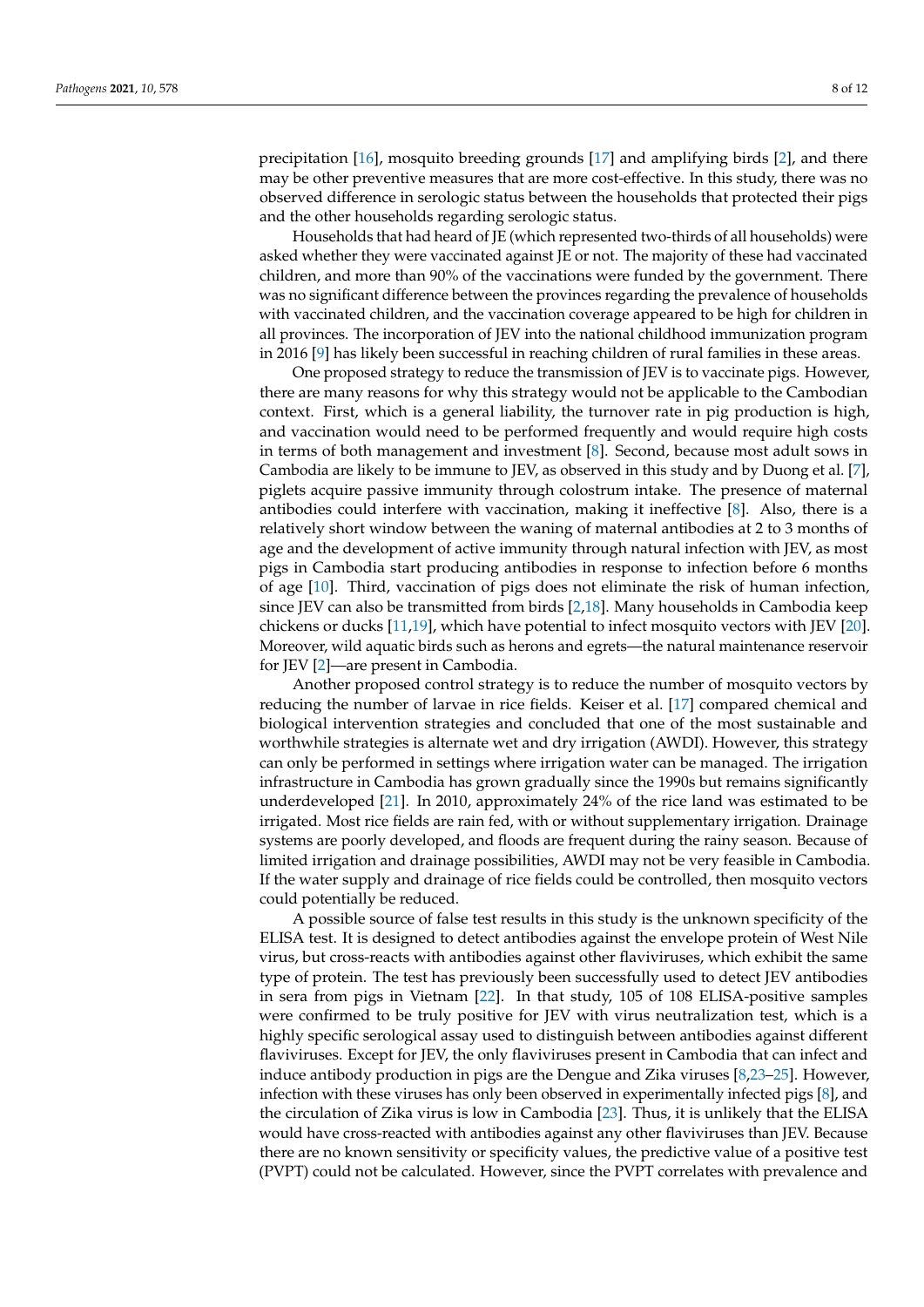precipitation [16], mosquito breeding grounds [17] and amplifying birds [2], and there may be other preventive measures that are more cost-effective. In this study, there was no observed difference in serologic status between the households that protected their pigs and the other households regarding serologic status.

Households that had heard of JE (which represented two-thirds of all households) were asked whether they were vaccinated against JE or not. The majority of these had vaccinated children, and more than 90% of the vaccinations were funded by the government. There was no significant difference between the provinces regarding the prevalence of households with vaccinated children, and the vaccination coverage appeared to be high for children in all provinces. The incorporation of JEV into the national childhood immunization program in 2016 [9] has likely been successful in reaching children of rural families in these areas.

One proposed strategy to reduce the transmission of JEV is to vaccinate pigs. However, there are many reasons for why this strategy would not be applicable to the Cambodian context. First, which is a general liability, the turnover rate in pig production is high, and vaccination would need to be performed frequently and would require high costs in terms of both management and investment [8]. Second, because most adult sows in Cambodia are likely to be immune to JEV, as observed in this study and by Duong et al. [7], piglets acquire passive immunity through colostrum intake. The presence of maternal antibodies could interfere with vaccination, making it ineffective [8]. Also, there is a relatively short window between the waning of maternal antibodies at 2 to 3 months of age and the development of active immunity through natural infection with JEV, as most pigs in Cambodia start producing antibodies in response to infection before 6 months of age [10]. Third, vaccination of pigs does not eliminate the risk of human infection, since JEV can also be transmitted from birds [2,18]. Many households in Cambodia keep chickens or ducks [11,19], which have potential to infect mosquito vectors with JEV [20]. Moreover, wild aquatic birds such as herons and egrets—the natural maintenance reservoir for JEV [2]—are present in Cambodia.

Another proposed control strategy is to reduce the number of mosquito vectors by reducing the number of larvae in rice fields. Keiser et al. [17] compared chemical and biological intervention strategies and concluded that one of the most sustainable and worthwhile strategies is alternate wet and dry irrigation (AWDI). However, this strategy can only be performed in settings where irrigation water can be managed. The irrigation infrastructure in Cambodia has grown gradually since the 1990s but remains significantly underdeveloped [21]. In 2010, approximately 24% of the rice land was estimated to be irrigated. Most rice fields are rain fed, with or without supplementary irrigation. Drainage systems are poorly developed, and floods are frequent during the rainy season. Because of limited irrigation and drainage possibilities, AWDI may not be very feasible in Cambodia. If the water supply and drainage of rice fields could be controlled, then mosquito vectors could potentially be reduced.

A possible source of false test results in this study is the unknown specificity of the ELISA test. It is designed to detect antibodies against the envelope protein of West Nile virus, but cross-reacts with antibodies against other flaviviruses, which exhibit the same type of protein. The test has previously been successfully used to detect JEV antibodies in sera from pigs in Vietnam [22]. In that study, 105 of 108 ELISA-positive samples were confirmed to be truly positive for JEV with virus neutralization test, which is a highly specific serological assay used to distinguish between antibodies against different flaviviruses. Except for JEV, the only flaviviruses present in Cambodia that can infect and induce antibody production in pigs are the Dengue and Zika viruses [8,23–25]. However, infection with these viruses has only been observed in experimentally infected pigs [8], and the circulation of Zika virus is low in Cambodia [23]. Thus, it is unlikely that the ELISA would have cross-reacted with antibodies against any other flaviviruses than JEV. Because there are no known sensitivity or specificity values, the predictive value of a positive test (PVPT) could not be calculated. However, since the PVPT correlates with prevalence and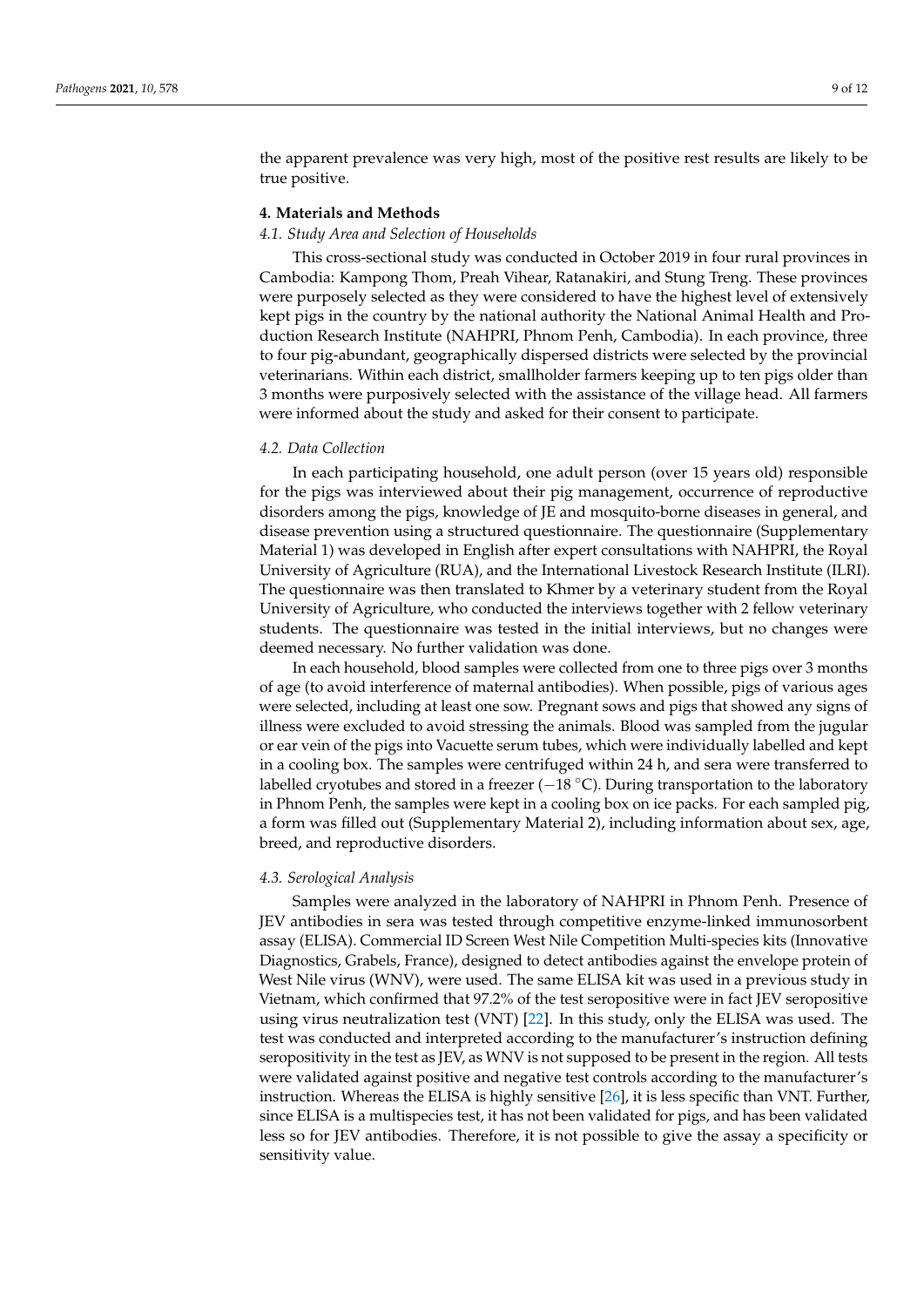the apparent prevalence was very high, most of the positive rest results are likely to be true positive.

## 4. Materials and Methods

### 4.1. Study Area and Selection of Households

This cross-sectional study was conducted in October 2019 in four rural provinces in Cambodia: Kampong Thom, Preah Vihear, Ratanakiri, and Stung Treng. These provinces were purposely selected as they were considered to have the highest level of extensively kept pigs in the country by the national authority the National Animal Health and Production Research Institute (NAHPRI, Phnom Penh, Cambodia). In each province, three to four pig-abundant, geographically dispersed districts were selected by the provincial veterinarians. Within each district, smallholder farmers keeping up to ten pigs older than 3 months were purposively selected with the assistance of the village head. All farmers were informed about the study and asked for their consent to participate.

### 4.2. Data Collection

In each participating household, one adult person (over 15 years old) responsible for the pigs was interviewed about their pig management, occurrence of reproductive disorders among the pigs, knowledge of JE and mosquito-borne diseases in general, and disease prevention using a structured questionnaire. The questionnaire (Supplementary Material 1) was developed in English after expert consultations with NAHPRI, the Royal University of Agriculture (RUA), and the International Livestock Research Institute (ILRI). The questionnaire was then translated to Khmer by a veterinary student from the Royal University of Agriculture, who conducted the interviews together with 2 fellow veterinary students. The questionnaire was tested in the initial interviews, but no changes were deemed necessary. No further validation was done.

In each household, blood samples were collected from one to three pigs over 3 months of age (to avoid interference of maternal antibodies). When possible, pigs of various ages were selected, including at least one sow. Pregnant sows and pigs that showed any signs of illness were excluded to avoid stressing the animals. Blood was sampled from the jugular or ear vein of the pigs into Vacuette serum tubes, which were individually labelled and kept in a cooling box. The samples were centrifuged within 24 h, and sera were transferred to labelled cryotubes and stored in a freezer ($-18$ °C). During transportation to the laboratory in Phnom Penh, the samples were kept in a cooling box on ice packs. For each sampled pig, a form was filled out (Supplementary Material 2), including information about sex, age, breed, and reproductive disorders.

### 4.3. Serological Analysis

Samples were analyzed in the laboratory of NAHPRI in Phnom Penh. Presence of JEV antibodies in sera was tested through competitive enzyme-linked immunosorbent assay (ELISA). Commercial ID Screen West Nile Competition Multi-species kits (Innovative Diagnostics, Grabels, France), designed to detect antibodies against the envelope protein of West Nile virus (WNV), were used. The same ELISA kit was used in a previous study in Vietnam, which confirmed that 97.2% of the test seropositive were in fact JEV seropositive using virus neutralization test (VNT) [22]. In this study, only the ELISA was used. The test was conducted and interpreted according to the manufacturer's instruction defining seropositivity in the test as JEV, as WNV is not supposed to be present in the region. All tests were validated against positive and negative test controls according to the manufacturer's instruction. Whereas the ELISA is highly sensitive [26], it is less specific than VNT. Further, since ELISA is a multispecies test, it has not been validated for pigs, and has been validated less so for JEV antibodies. Therefore, it is not possible to give the assay a specificity or sensitivity value.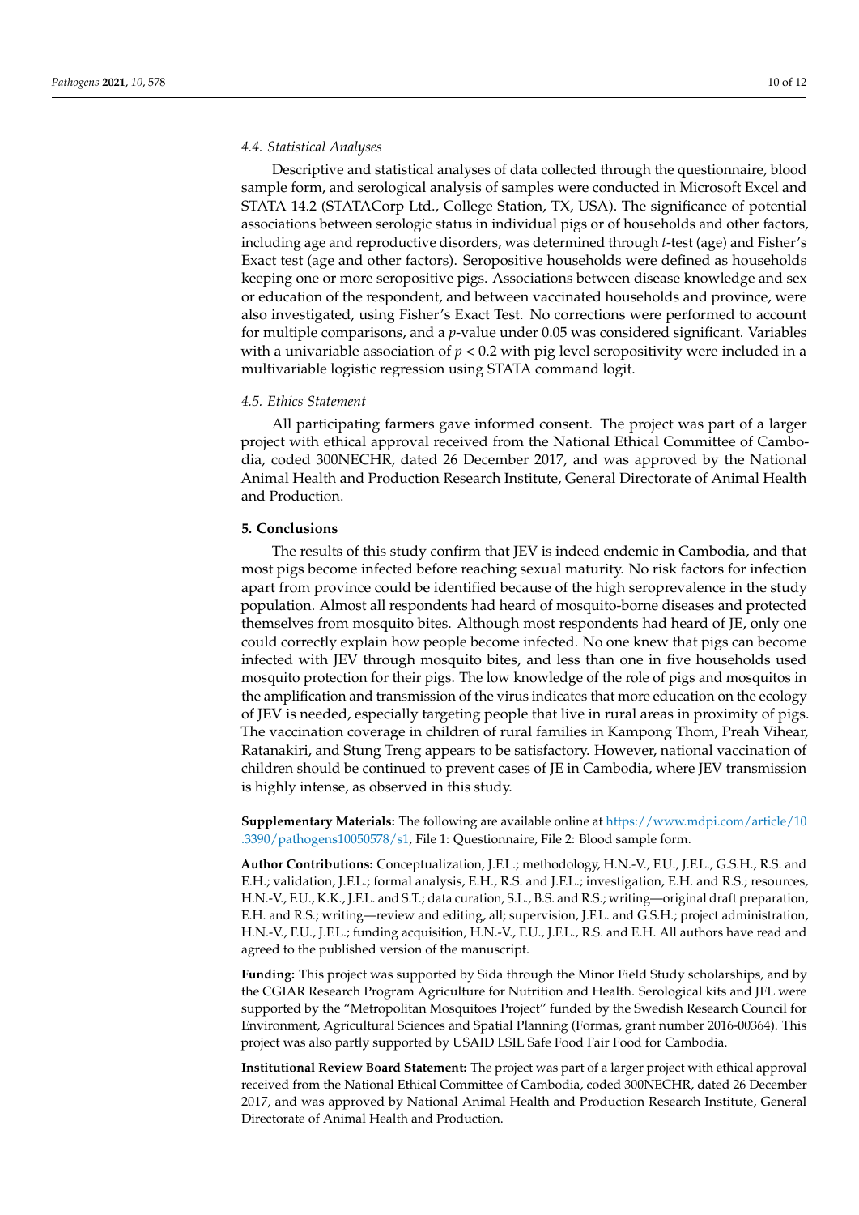### 4.4. Statistical Analyses

Descriptive and statistical analyses of data collected through the questionnaire, blood sample form, and serological analysis of samples were conducted in Microsoft Excel and STATA 14.2 (STATACorp Ltd., College Station, TX, USA). The significance of potential associations between serologic status in individual pigs or of households and other factors, including age and reproductive disorders, was determined through *t*-test (age) and Fisher's Exact test (age and other factors). Seropositive households were defined as households keeping one or more seropositive pigs. Associations between disease knowledge and sex or education of the respondent, and between vaccinated households and province, were also investigated, using Fisher's Exact Test. No corrections were performed to account for multiple comparisons, and a *p*-value under 0.05 was considered significant. Variables with a univariable association of $p < 0.2$ with pig level seropositivity were included in a multivariable logistic regression using STATA command logit.

### 4.5. Ethics Statement

All participating farmers gave informed consent. The project was part of a larger project with ethical approval received from the National Ethical Committee of Cambodia, coded 300NECHR, dated 26 December 2017, and was approved by the National Animal Health and Production Research Institute, General Directorate of Animal Health and Production.

## 5. Conclusions

The results of this study confirm that JEV is indeed endemic in Cambodia, and that most pigs become infected before reaching sexual maturity. No risk factors for infection apart from province could be identified because of the high seroprevalence in the study population. Almost all respondents had heard of mosquito-borne diseases and protected themselves from mosquito bites. Although most respondents had heard of JE, only one could correctly explain how people become infected. No one knew that pigs can become infected with JEV through mosquito bites, and less than one in five households used mosquito protection for their pigs. The low knowledge of the role of pigs and mosquitos in the amplification and transmission of the virus indicates that more education on the ecology of JEV is needed, especially targeting people that live in rural areas in proximity of pigs. The vaccination coverage in children of rural families in Kampong Thom, Preah Vihear, Ratanakiri, and Stung Treng appears to be satisfactory. However, national vaccination of children should be continued to prevent cases of JE in Cambodia, where JEV transmission is highly intense, as observed in this study.

**Supplementary Materials:** The following are available online at https://www.mdpi.com/article/10.3390/pathogens10050578/s1, File 1: Questionnaire, File 2: Blood sample form.

**Author Contributions:** Conceptualization, J.F.L.; methodology, H.N.-V., F.U., J.F.L., G.S.H., R.S. and E.H.; validation, J.F.L.; formal analysis, E.H., R.S. and J.F.L.; investigation, E.H. and R.S.; resources, H.N.-V., F.U., K.K., J.F.L. and S.T.; data curation, S.L., B.S. and R.S.; writing—original draft preparation, E.H. and R.S.; writing—review and editing, all; supervision, J.F.L. and G.S.H.; project administration, H.N.-V., F.U., J.F.L.; funding acquisition, H.N.-V., F.U., J.F.L., R.S. and E.H. All authors have read and agreed to the published version of the manuscript.

**Funding:** This project was supported by Sida through the Minor Field Study scholarships, and by the CGIAR Research Program Agriculture for Nutrition and Health. Serological kits and JFL were supported by the "Metropolitan Mosquitoes Project" funded by the Swedish Research Council for Environment, Agricultural Sciences and Spatial Planning (Formas, grant number 2016-00364). This project was also partly supported by USAID LSIL Safe Food Fair Food for Cambodia.

**Institutional Review Board Statement:** The project was part of a larger project with ethical approval received from the National Ethical Committee of Cambodia, coded 300NECHR, dated 26 December 2017, and was approved by National Animal Health and Production Research Institute, General Directorate of Animal Health and Production.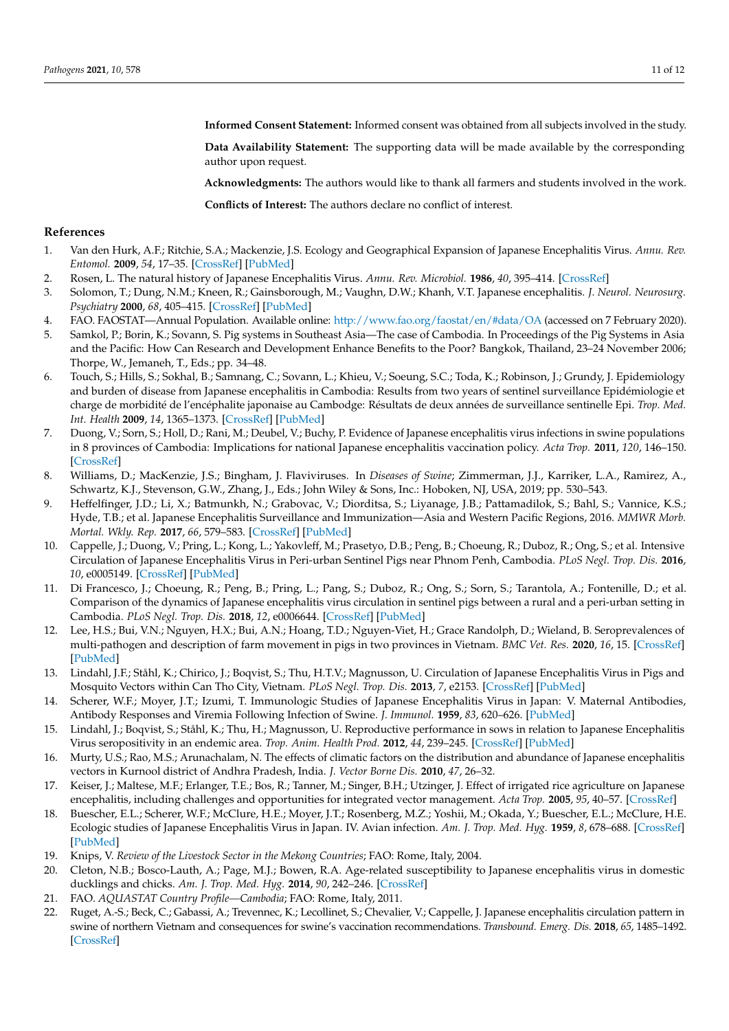**Informed Consent Statement:** Informed consent was obtained from all subjects involved in the study.

**Data Availability Statement:** The supporting data will be made available by the corresponding author upon request.

**Acknowledgments:** The authors would like to thank all farmers and students involved in the work.

**Conflicts of Interest:** The authors declare no conflict of interest.

## References

1. Van den Hurk, A.F.; Ritchie, S.A.; Mackenzie, J.S. Ecology and Geographical Expansion of Japanese Encephalitis Virus. *Annu. Rev. Entomol.* **2009**, *54*, 17–35. [CrossRef] [PubMed]
2. Rosen, L. The natural history of Japanese Encephalitis Virus. *Annu. Rev. Microbiol.* **1986**, *40*, 395–414. [CrossRef]
3. Solomon, T.; Dung, N.M.; Kneen, R.; Gainsborough, M.; Vaughn, D.W.; Khanh, V.T. Japanese encephalitis. *J. Neurol. Neurosurg. Psychiatry* **2000**, *68*, 405–415. [CrossRef] [PubMed]
4. FAO. FAOSTAT—Annual Population. Available online: http://www.fao.org/faostat/en/#data/OA (accessed on 7 February 2020).
5. Samkol, P.; Borin, K.; Sovann, S. Pig systems in Southeast Asia—The case of Cambodia. In Proceedings of the Pig Systems in Asia and the Pacific: How Can Research and Development Enhance Benefits to the Poor? Bangkok, Thailand, 23–24 November 2006; Thorpe, W., Jemaneh, T., Eds.; pp. 34–48.
6. Touch, S.; Hills, S.; Sokhal, B.; Samnang, C.; Sovann, L.; Khieu, V.; Soeung, S.C.; Toda, K.; Robinson, J.; Grundy, J. Epidemiology and burden of disease from Japanese encephalitis in Cambodia: Results from two years of sentinel surveillance Epidémiologie et charge de morbidité de l'encéphalite japonaise au Cambodge: Résultats de deux années de surveillance sentinelle Epi. *Trop. Med. Int. Health* **2009**, *14*, 1365–1373. [CrossRef] [PubMed]
7. Duong, V.; Sorn, S.; Holl, D.; Rani, M.; Deubel, V.; Buchy, P. Evidence of Japanese encephalitis virus infections in swine populations in 8 provinces of Cambodia: Implications for national Japanese encephalitis vaccination policy. *Acta Trop.* **2011**, *120*, 146–150. [CrossRef]
8. Williams, D.; MacKenzie, J.S.; Bingham, J. Flaviviruses. In *Diseases of Swine*; Zimmerman, J.J., Karriker, L.A., Ramirez, A., Schwartz, K.J., Stevenson, G.W., Zhang, J., Eds.; John Wiley & Sons, Inc.: Hoboken, NJ, USA, 2019; pp. 530–543.
9. Heffelfinger, J.D.; Li, X.; Batmunkh, N.; Grabovac, V.; Diorditsa, S.; Liyanage, J.B.; Pattamadilok, S.; Bahl, S.; Vannice, K.S.; Hyde, T.B.; et al. Japanese Encephalitis Surveillance and Immunization—Asia and Western Pacific Regions, 2016. *MMWR Morb. Mortal. Wkly. Rep.* **2017**, *66*, 579–583. [CrossRef] [PubMed]
10. Cappelle, J.; Duong, V.; Pring, L.; Kong, L.; Yakovleff, M.; Prasetyo, D.B.; Peng, B.; Choeung, R.; Duboz, R.; Ong, S.; et al. Intensive Circulation of Japanese Encephalitis Virus in Peri-urban Sentinel Pigs near Phnom Penh, Cambodia. *PLoS Negl. Trop. Dis.* **2016**, *10*, e0005149. [CrossRef] [PubMed]
11. Di Francesco, J.; Choeung, R.; Peng, B.; Pring, L.; Pang, S.; Duboz, R.; Ong, S.; Sorn, S.; Tarantola, A.; Fontenille, D.; et al. Comparison of the dynamics of Japanese encephalitis virus circulation in sentinel pigs between a rural and a peri-urban setting in Cambodia. *PLoS Negl. Trop. Dis.* **2018**, *12*, e0006644. [CrossRef] [PubMed]
12. Lee, H.S.; Bui, V.N.; Nguyen, H.X.; Bui, A.N.; Hoang, T.D.; Nguyen-Viet, H.; Grace Randolph, D.; Wieland, B. Seroprevalences of multi-pathogen and description of farm movement in pigs in two provinces in Vietnam. *BMC Vet. Res.* **2020**, *16*, 15. [CrossRef] [PubMed]
13. Lindahl, J.F.; Ståhl, K.; Chirico, J.; Boqvist, S.; Thu, H.T.V.; Magnusson, U. Circulation of Japanese Encephalitis Virus in Pigs and Mosquito Vectors within Can Tho City, Vietnam. *PLoS Negl. Trop. Dis.* **2013**, *7*, e2153. [CrossRef] [PubMed]
14. Scherer, W.F.; Moyer, J.T.; Izumi, T. Immunologic Studies of Japanese Encephalitis Virus in Japan: V. Maternal Antibodies, Antibody Responses and Viremia Following Infection of Swine. *J. Immunol.* **1959**, *83*, 620–626. [PubMed]
15. Lindahl, J.; Boqvist, S.; Ståhl, K.; Thu, H.; Magnusson, U. Reproductive performance in sows in relation to Japanese Encephalitis Virus seropositivity in an endemic area. *Trop. Anim. Health Prod.* **2012**, *44*, 239–245. [CrossRef] [PubMed]
16. Murty, U.S.; Rao, M.S.; Arunachalam, N. The effects of climatic factors on the distribution and abundance of Japanese encephalitis vectors in Kurnool district of Andhra Pradesh, India. *J. Vector Borne Dis.* **2010**, *47*, 26–32.
17. Keiser, J.; Maltese, M.F.; Erlanger, T.E.; Bos, R.; Tanner, M.; Singer, B.H.; Utzinger, J. Effect of irrigated rice agriculture on Japanese encephalitis, including challenges and opportunities for integrated vector management. *Acta Trop.* **2005**, *95*, 40–57. [CrossRef]
18. Buescher, E.L.; Scherer, W.F.; McClure, H.E.; Moyer, J.T.; Rosenberg, M.Z.; Yoshii, M.; Okada, Y.; Buescher, E.L.; McClure, H.E. Ecologic studies of Japanese Encephalitis Virus in Japan. IV. Avian infection. *Am. J. Trop. Med. Hyg.* **1959**, *8*, 678–688. [CrossRef] [PubMed]
19. Knips, V. *Review of the Livestock Sector in the Mekong Countries*; FAO: Rome, Italy, 2004.
20. Cleton, N.B.; Bosco-Lauth, A.; Page, M.J.; Bowen, R.A. Age-related susceptibility to Japanese encephalitis virus in domestic ducklings and chicks. *Am. J. Trop. Med. Hyg.* **2014**, *90*, 242–246. [CrossRef]
21. FAO. *AQUASTAT Country Profile—Cambodia*; FAO: Rome, Italy, 2011.
22. Ruget, A.-S.; Beck, C.; Gabassi, A.; Trevennec, K.; Lecollinet, S.; Chevalier, V.; Cappelle, J. Japanese encephalitis circulation pattern in swine of northern Vietnam and consequences for swine's vaccination recommendations. *Transbound. Emerg. Dis.* **2018**, *65*, 1485–1492. [CrossRef]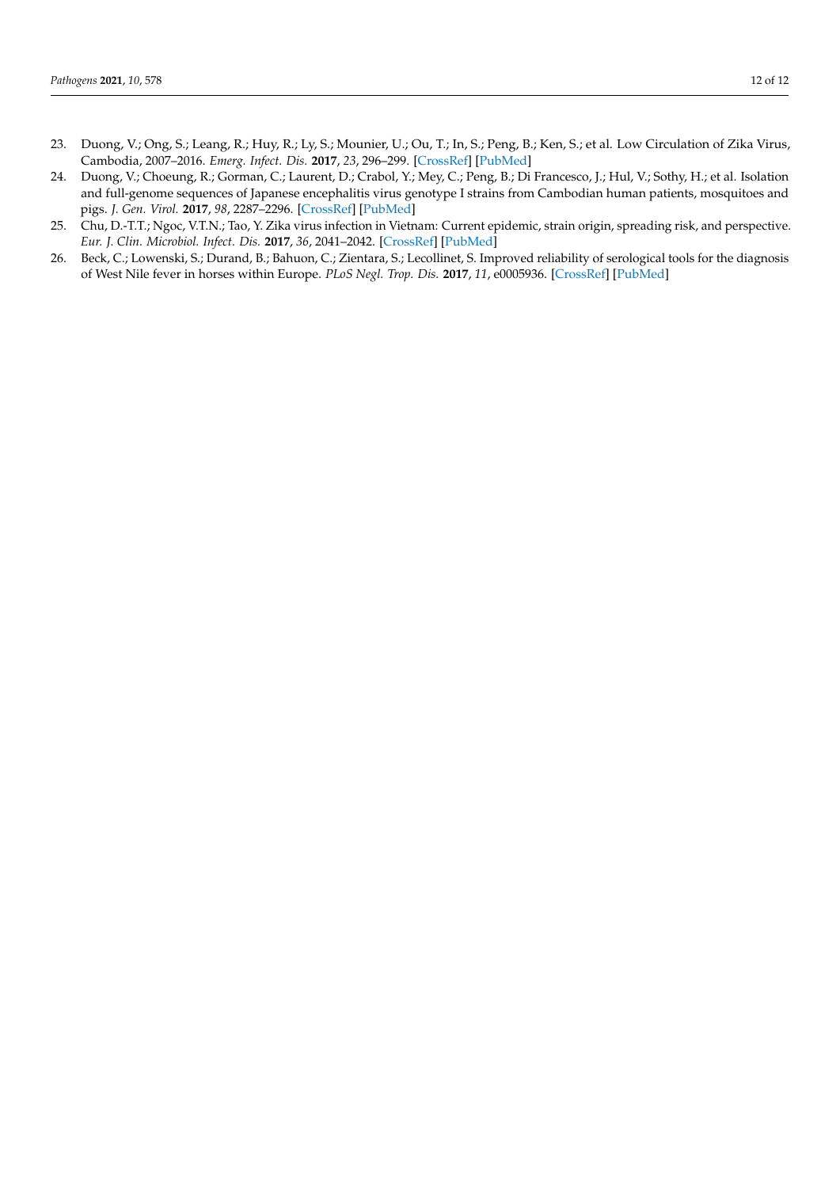23. Duong, V.; Ong, S.; Leang, R.; Huy, R.; Ly, S.; Mounier, U.; Ou, T.; In, S.; Peng, B.; Ken, S.; et al. Low Circulation of Zika Virus, Cambodia, 2007–2016. *Emerg. Infect. Dis.* **2017**, *23*, 296–299. [CrossRef] [PubMed]
24. Duong, V.; Choeung, R.; Gorman, C.; Laurent, D.; Crabol, Y.; Mey, C.; Peng, B.; Di Francesco, J.; Hul, V.; Sothy, H.; et al. Isolation and full-genome sequences of Japanese encephalitis virus genotype I strains from Cambodian human patients, mosquitoes and pigs. *J. Gen. Virol.* **2017**, *98*, 2287–2296. [CrossRef] [PubMed]
25. Chu, D.-T.T.; Ngoc, V.T.N.; Tao, Y. Zika virus infection in Vietnam: Current epidemic, strain origin, spreading risk, and perspective. *Eur. J. Clin. Microbiol. Infect. Dis.* **2017**, *36*, 2041–2042. [CrossRef] [PubMed]
26. Beck, C.; Lowenski, S.; Durand, B.; Bahuon, C.; Zientara, S.; Lecollinet, S. Improved reliability of serological tools for the diagnosis of West Nile fever in horses within Europe. *PLoS Negl. Trop. Dis.* **2017**, *11*, e0005936. [CrossRef] [PubMed]